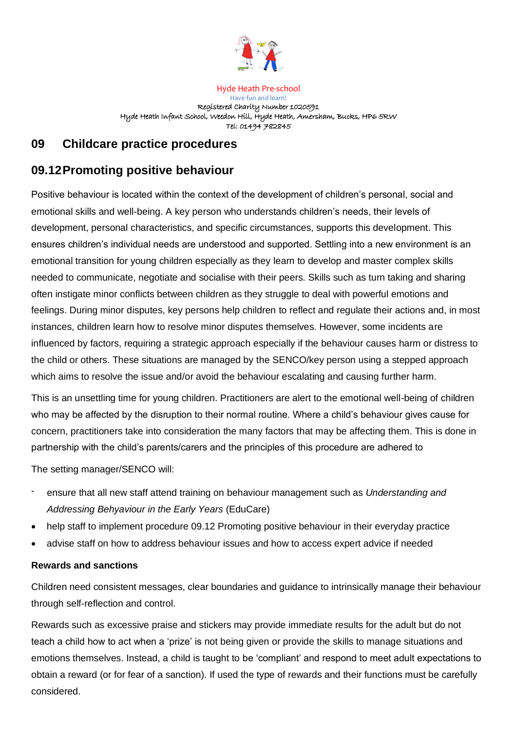Hyde Heath Pre-school

Have fun and learn!

Registered Charity Number 1020591

Hyde Heath Infant School, Weedon Hill, Hyde Heath, Amersham, Bucks, HP6 5RW

Tel: 01494 782845

## 09 Childcare practice procedures

## 09.12 Promoting positive behaviour

Positive behaviour is located within the context of the development of children's personal, social and emotional skills and well-being. A key person who understands children's needs, their levels of development, personal characteristics, and specific circumstances, supports this development. This ensures children's individual needs are understood and supported. Settling into a new environment is an emotional transition for young children especially as they learn to develop and master complex skills needed to communicate, negotiate and socialise with their peers. Skills such as turn taking and sharing often instigate minor conflicts between children as they struggle to deal with powerful emotions and feelings. During minor disputes, key persons help children to reflect and regulate their actions and, in most instances, children learn how to resolve minor disputes themselves. However, some incidents are influenced by factors, requiring a strategic approach especially if the behaviour causes harm or distress to the child or others. These situations are managed by the SENCO/key person using a stepped approach which aims to resolve the issue and/or avoid the behaviour escalating and causing further harm.

This is an unsettling time for young children. Practitioners are alert to the emotional well-being of children who may be affected by the disruption to their normal routine. Where a child's behaviour gives cause for concern, practitioners take into consideration the many factors that may be affecting them. This is done in partnership with the child's parents/carers and the principles of this procedure are adhered to

The setting manager/SENCO will:

- ensure that all new staff attend training on behaviour management such as *Understanding and Addressing Behyaviour in the Early Years* (EduCare)
- help staff to implement procedure 09.12 Promoting positive behaviour in their everyday practice
- advise staff on how to address behaviour issues and how to access expert advice if needed

**Rewards and sanctions**

Children need consistent messages, clear boundaries and guidance to intrinsically manage their behaviour through self-reflection and control.

Rewards such as excessive praise and stickers may provide immediate results for the adult but do not teach a child how to act when a 'prize' is not being given or provide the skills to manage situations and emotions themselves. Instead, a child is taught to be 'compliant' and respond to meet adult expectations to obtain a reward (or for fear of a sanction). If used the type of rewards and their functions must be carefully considered.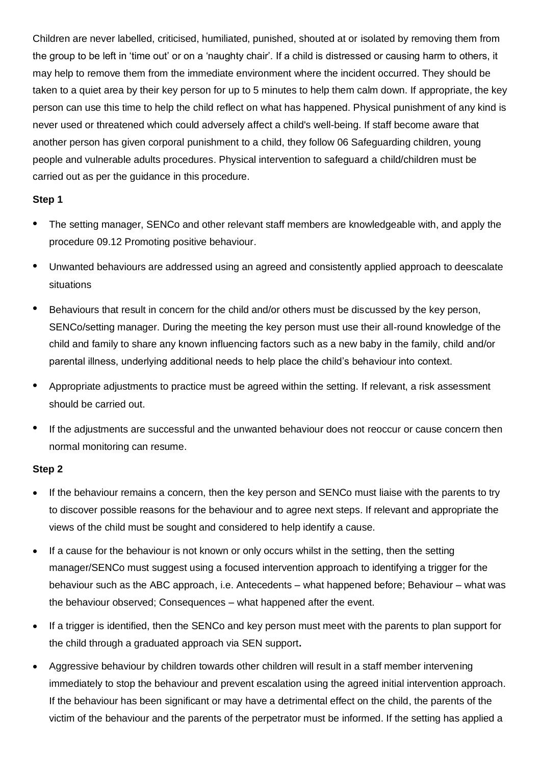Children are never labelled, criticised, humiliated, punished, shouted at or isolated by removing them from the group to be left in 'time out' or on a 'naughty chair'. If a child is distressed or causing harm to others, it may help to remove them from the immediate environment where the incident occurred. They should be taken to a quiet area by their key person for up to 5 minutes to help them calm down. If appropriate, the key person can use this time to help the child reflect on what has happened. Physical punishment of any kind is never used or threatened which could adversely affect a child's well-being. If staff become aware that another person has given corporal punishment to a child, they follow 06 Safeguarding children, young people and vulnerable adults procedures. Physical intervention to safeguard a child/children must be carried out as per the guidance in this procedure.

**Step 1**

- The setting manager, SENCo and other relevant staff members are knowledgeable with, and apply the procedure 09.12 Promoting positive behaviour.
- Unwanted behaviours are addressed using an agreed and consistently applied approach to deescalate situations
- Behaviours that result in concern for the child and/or others must be discussed by the key person, SENCo/setting manager. During the meeting the key person must use their all-round knowledge of the child and family to share any known influencing factors such as a new baby in the family, child and/or parental illness, underlying additional needs to help place the child's behaviour into context.
- Appropriate adjustments to practice must be agreed within the setting. If relevant, a risk assessment should be carried out.
- If the adjustments are successful and the unwanted behaviour does not reoccur or cause concern then normal monitoring can resume.

**Step 2**

- If the behaviour remains a concern, then the key person and SENCo must liaise with the parents to try to discover possible reasons for the behaviour and to agree next steps. If relevant and appropriate the views of the child must be sought and considered to help identify a cause.
- If a cause for the behaviour is not known or only occurs whilst in the setting, then the setting manager/SENCo must suggest using a focused intervention approach to identifying a trigger for the behaviour such as the ABC approach, i.e. Antecedents – what happened before; Behaviour – what was the behaviour observed; Consequences – what happened after the event.
- If a trigger is identified, then the SENCo and key person must meet with the parents to plan support for the child through a graduated approach via SEN support**.**
- Aggressive behaviour by children towards other children will result in a staff member intervening immediately to stop the behaviour and prevent escalation using the agreed initial intervention approach. If the behaviour has been significant or may have a detrimental effect on the child, the parents of the victim of the behaviour and the parents of the perpetrator must be informed. If the setting has applied a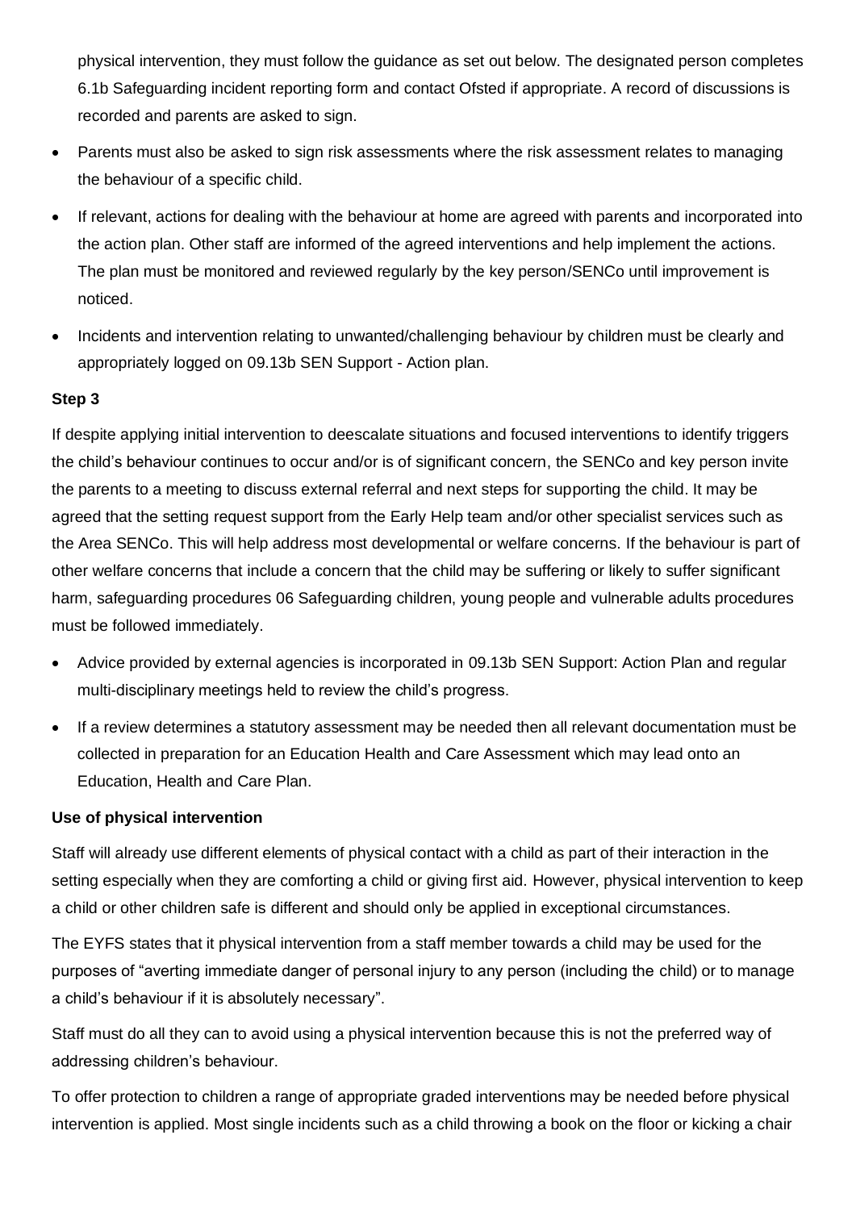physical intervention, they must follow the guidance as set out below. The designated person completes 6.1b Safeguarding incident reporting form and contact Ofsted if appropriate. A record of discussions is recorded and parents are asked to sign.

- Parents must also be asked to sign risk assessments where the risk assessment relates to managing the behaviour of a specific child.
- If relevant, actions for dealing with the behaviour at home are agreed with parents and incorporated into the action plan. Other staff are informed of the agreed interventions and help implement the actions. The plan must be monitored and reviewed regularly by the key person/SENCo until improvement is noticed.
- Incidents and intervention relating to unwanted/challenging behaviour by children must be clearly and appropriately logged on 09.13b SEN Support - Action plan.

**Step 3**

If despite applying initial intervention to deescalate situations and focused interventions to identify triggers the child's behaviour continues to occur and/or is of significant concern, the SENCo and key person invite the parents to a meeting to discuss external referral and next steps for supporting the child. It may be agreed that the setting request support from the Early Help team and/or other specialist services such as the Area SENCo. This will help address most developmental or welfare concerns. If the behaviour is part of other welfare concerns that include a concern that the child may be suffering or likely to suffer significant harm, safeguarding procedures 06 Safeguarding children, young people and vulnerable adults procedures must be followed immediately.

- Advice provided by external agencies is incorporated in 09.13b SEN Support: Action Plan and regular multi-disciplinary meetings held to review the child's progress.
- If a review determines a statutory assessment may be needed then all relevant documentation must be collected in preparation for an Education Health and Care Assessment which may lead onto an Education, Health and Care Plan.

**Use of physical intervention**

Staff will already use different elements of physical contact with a child as part of their interaction in the setting especially when they are comforting a child or giving first aid. However, physical intervention to keep a child or other children safe is different and should only be applied in exceptional circumstances.

The EYFS states that it physical intervention from a staff member towards a child may be used for the purposes of "averting immediate danger of personal injury to any person (including the child) or to manage a child's behaviour if it is absolutely necessary".

Staff must do all they can to avoid using a physical intervention because this is not the preferred way of addressing children's behaviour.

To offer protection to children a range of appropriate graded interventions may be needed before physical intervention is applied. Most single incidents such as a child throwing a book on the floor or kicking a chair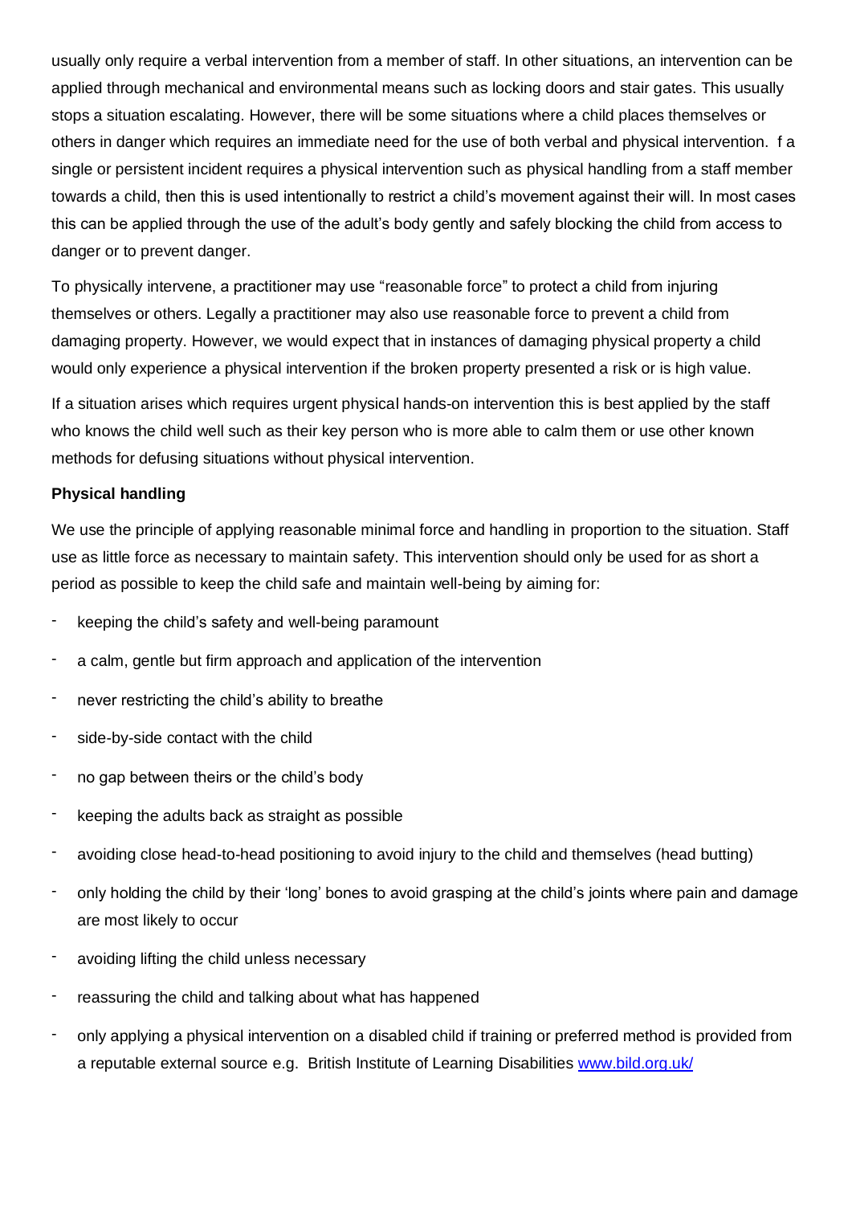usually only require a verbal intervention from a member of staff. In other situations, an intervention can be applied through mechanical and environmental means such as locking doors and stair gates. This usually stops a situation escalating. However, there will be some situations where a child places themselves or others in danger which requires an immediate need for the use of both verbal and physical intervention.  f a single or persistent incident requires a physical intervention such as physical handling from a staff member towards a child, then this is used intentionally to restrict a child's movement against their will. In most cases this can be applied through the use of the adult's body gently and safely blocking the child from access to danger or to prevent danger.

To physically intervene, a practitioner may use "reasonable force" to protect a child from injuring themselves or others. Legally a practitioner may also use reasonable force to prevent a child from damaging property. However, we would expect that in instances of damaging physical property a child would only experience a physical intervention if the broken property presented a risk or is high value.

If a situation arises which requires urgent physical hands-on intervention this is best applied by the staff who knows the child well such as their key person who is more able to calm them or use other known methods for defusing situations without physical intervention.

**Physical handling**

We use the principle of applying reasonable minimal force and handling in proportion to the situation. Staff use as little force as necessary to maintain safety. This intervention should only be used for as short a period as possible to keep the child safe and maintain well-being by aiming for:

- keeping the child's safety and well-being paramount
- a calm, gentle but firm approach and application of the intervention
- never restricting the child's ability to breathe
- side-by-side contact with the child
- no gap between theirs or the child's body
- keeping the adults back as straight as possible
- avoiding close head-to-head positioning to avoid injury to the child and themselves (head butting)
- only holding the child by their 'long' bones to avoid grasping at the child's joints where pain and damage are most likely to occur
- avoiding lifting the child unless necessary
- reassuring the child and talking about what has happened
- only applying a physical intervention on a disabled child if training or preferred method is provided from a reputable external source e.g.  British Institute of Learning Disabilities [www.bild.org.uk/](http://www.bild.org.uk/)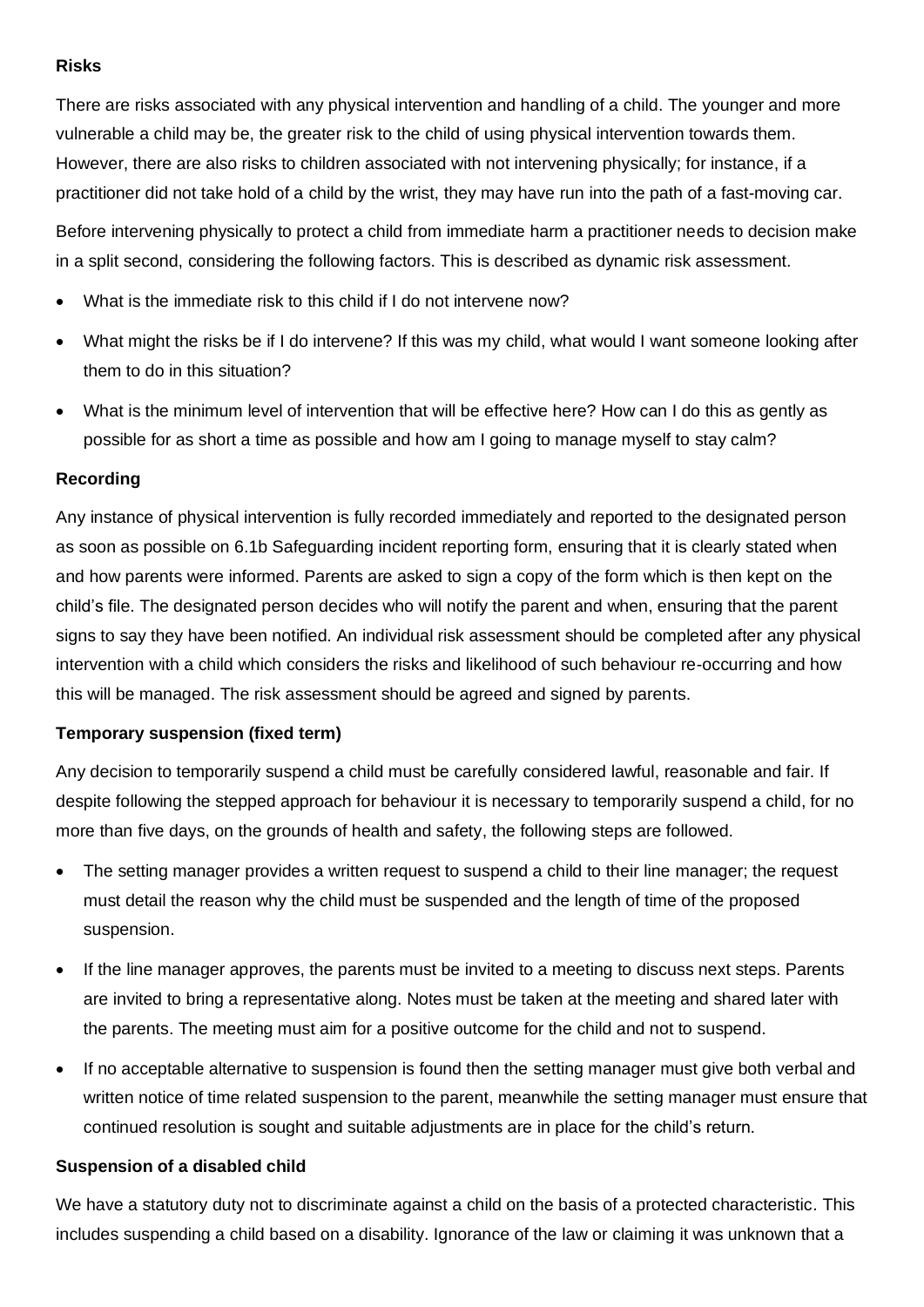**Risks**

There are risks associated with any physical intervention and handling of a child. The younger and more vulnerable a child may be, the greater risk to the child of using physical intervention towards them. However, there are also risks to children associated with not intervening physically; for instance, if a practitioner did not take hold of a child by the wrist, they may have run into the path of a fast-moving car.

Before intervening physically to protect a child from immediate harm a practitioner needs to decision make in a split second, considering the following factors. This is described as dynamic risk assessment.

- What is the immediate risk to this child if I do not intervene now?
- What might the risks be if I do intervene? If this was my child, what would I want someone looking after them to do in this situation?
- What is the minimum level of intervention that will be effective here? How can I do this as gently as possible for as short a time as possible and how am I going to manage myself to stay calm?

**Recording**

Any instance of physical intervention is fully recorded immediately and reported to the designated person as soon as possible on 6.1b Safeguarding incident reporting form, ensuring that it is clearly stated when and how parents were informed. Parents are asked to sign a copy of the form which is then kept on the child's file. The designated person decides who will notify the parent and when, ensuring that the parent signs to say they have been notified. An individual risk assessment should be completed after any physical intervention with a child which considers the risks and likelihood of such behaviour re-occurring and how this will be managed. The risk assessment should be agreed and signed by parents.

**Temporary suspension (fixed term)**

Any decision to temporarily suspend a child must be carefully considered lawful, reasonable and fair. If despite following the stepped approach for behaviour it is necessary to temporarily suspend a child, for no more than five days, on the grounds of health and safety, the following steps are followed.

- The setting manager provides a written request to suspend a child to their line manager; the request must detail the reason why the child must be suspended and the length of time of the proposed suspension.
- If the line manager approves, the parents must be invited to a meeting to discuss next steps. Parents are invited to bring a representative along. Notes must be taken at the meeting and shared later with the parents. The meeting must aim for a positive outcome for the child and not to suspend.
- If no acceptable alternative to suspension is found then the setting manager must give both verbal and written notice of time related suspension to the parent, meanwhile the setting manager must ensure that continued resolution is sought and suitable adjustments are in place for the child's return.

**Suspension of a disabled child**

We have a statutory duty not to discriminate against a child on the basis of a protected characteristic. This includes suspending a child based on a disability. Ignorance of the law or claiming it was unknown that a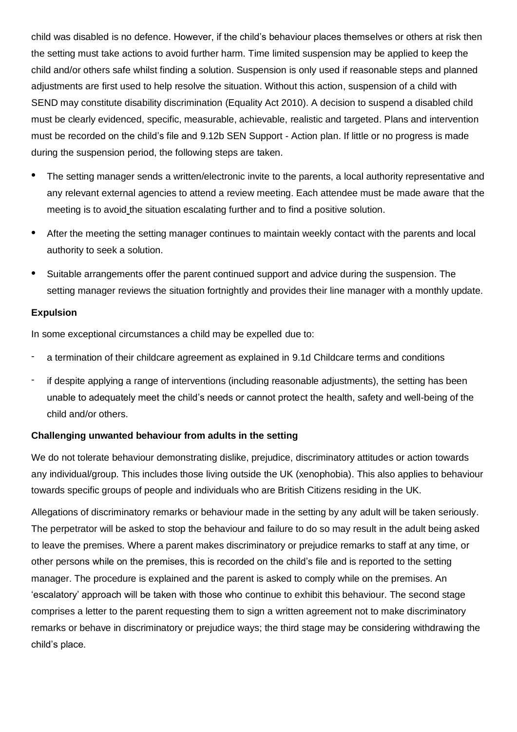child was disabled is no defence. However, if the child's behaviour places themselves or others at risk then the setting must take actions to avoid further harm. Time limited suspension may be applied to keep the child and/or others safe whilst finding a solution. Suspension is only used if reasonable steps and planned adjustments are first used to help resolve the situation. Without this action, suspension of a child with SEND may constitute disability discrimination (Equality Act 2010). A decision to suspend a disabled child must be clearly evidenced, specific, measurable, achievable, realistic and targeted. Plans and intervention must be recorded on the child's file and 9.12b SEN Support - Action plan. If little or no progress is made during the suspension period, the following steps are taken.

- The setting manager sends a written/electronic invite to the parents, a local authority representative and any relevant external agencies to attend a review meeting. Each attendee must be made aware that the meeting is to avoid the situation escalating further and to find a positive solution.
- After the meeting the setting manager continues to maintain weekly contact with the parents and local authority to seek a solution.
- Suitable arrangements offer the parent continued support and advice during the suspension. The setting manager reviews the situation fortnightly and provides their line manager with a monthly update.

**Expulsion**

In some exceptional circumstances a child may be expelled due to:

- a termination of their childcare agreement as explained in 9.1d Childcare terms and conditions
- if despite applying a range of interventions (including reasonable adjustments), the setting has been unable to adequately meet the child's needs or cannot protect the health, safety and well-being of the child and/or others.

**Challenging unwanted behaviour from adults in the setting**

We do not tolerate behaviour demonstrating dislike, prejudice, discriminatory attitudes or action towards any individual/group. This includes those living outside the UK (xenophobia). This also applies to behaviour towards specific groups of people and individuals who are British Citizens residing in the UK.

Allegations of discriminatory remarks or behaviour made in the setting by any adult will be taken seriously. The perpetrator will be asked to stop the behaviour and failure to do so may result in the adult being asked to leave the premises. Where a parent makes discriminatory or prejudice remarks to staff at any time, or other persons while on the premises, this is recorded on the child's file and is reported to the setting manager. The procedure is explained and the parent is asked to comply while on the premises. An 'escalatory' approach will be taken with those who continue to exhibit this behaviour. The second stage comprises a letter to the parent requesting them to sign a written agreement not to make discriminatory remarks or behave in discriminatory or prejudice ways; the third stage may be considering withdrawing the child's place.